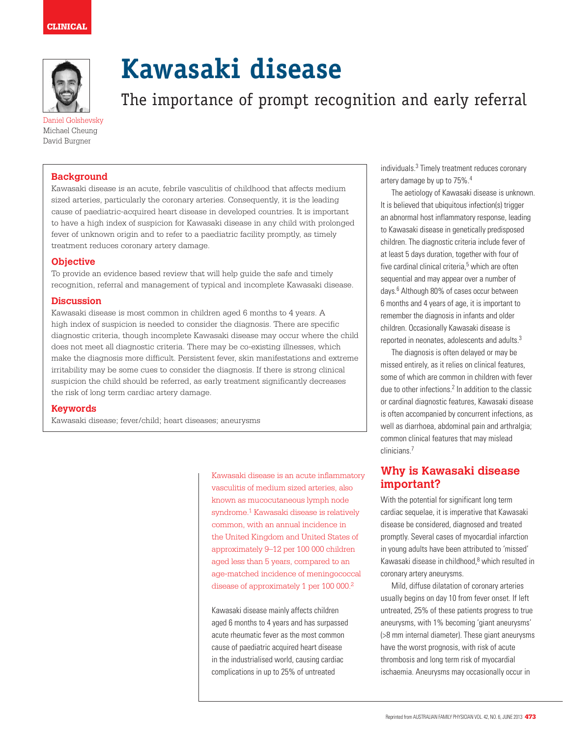CLINICAL

# Kawasaki disease

## The importance of prompt recognition and early referral

Daniel Golshevsky
Michael Cheung
David Burgner

### Background

Kawasaki disease is an acute, febrile vasculitis of childhood that affects medium sized arteries, particularly the coronary arteries. Consequently, it is the leading cause of paediatric-acquired heart disease in developed countries. It is important to have a high index of suspicion for Kawasaki disease in any child with prolonged fever of unknown origin and to refer to a paediatric facility promptly, as timely treatment reduces coronary artery damage.

### Objective

To provide an evidence based review that will help guide the safe and timely recognition, referral and management of typical and incomplete Kawasaki disease.

### Discussion

Kawasaki disease is most common in children aged 6 months to 4 years. A high index of suspicion is needed to consider the diagnosis. There are specific diagnostic criteria, though incomplete Kawasaki disease may occur where the child does not meet all diagnostic criteria. There may be co-existing illnesses, which make the diagnosis more difficult. Persistent fever, skin manifestations and extreme irritability may be some cues to consider the diagnosis. If there is strong clinical suspicion the child should be referred, as early treatment significantly decreases the risk of long term cardiac artery damage.

### Keywords

Kawasaki disease; fever/child; heart diseases; aneurysms

Kawasaki disease is an acute inflammatory vasculitis of medium sized arteries, also known as mucocutaneous lymph node syndrome.[1] Kawasaki disease is relatively common, with an annual incidence in the United Kingdom and United States of approximately 9–12 per 100 000 children aged less than 5 years, compared to an age-matched incidence of meningococcal disease of approximately 1 per 100 000.[2]

Kawasaki disease mainly affects children aged 6 months to 4 years and has surpassed acute rheumatic fever as the most common cause of paediatric acquired heart disease in the industrialised world, causing cardiac complications in up to 25% of untreated individuals.[3] Timely treatment reduces coronary artery damage by up to 75%.[4]

The aetiology of Kawasaki disease is unknown. It is believed that ubiquitous infection(s) trigger an abnormal host inflammatory response, leading to Kawasaki disease in genetically predisposed children. The diagnostic criteria include fever of at least 5 days duration, together with four of five cardinal clinical criteria,[5] which are often sequential and may appear over a number of days.[6] Although 80% of cases occur between 6 months and 4 years of age, it is important to remember the diagnosis in infants and older children. Occasionally Kawasaki disease is reported in neonates, adolescents and adults.[3]

The diagnosis is often delayed or may be missed entirely, as it relies on clinical features, some of which are common in children with fever due to other infections.[2] In addition to the classic or cardinal diagnostic features, Kawasaki disease is often accompanied by concurrent infections, as well as diarrhoea, abdominal pain and arthralgia; common clinical features that may mislead clinicians.[7]

## Why is Kawasaki disease important?

With the potential for significant long term cardiac sequelae, it is imperative that Kawasaki disease be considered, diagnosed and treated promptly. Several cases of myocardial infarction in young adults have been attributed to 'missed' Kawasaki disease in childhood,[8] which resulted in coronary artery aneurysms.

Mild, diffuse dilatation of coronary arteries usually begins on day 10 from fever onset. If left untreated, 25% of these patients progress to true aneurysms, with 1% becoming 'giant aneurysms' (>8 mm internal diameter). These giant aneurysms have the worst prognosis, with risk of acute thrombosis and long term risk of myocardial ischaemia. Aneurysms may occasionally occur in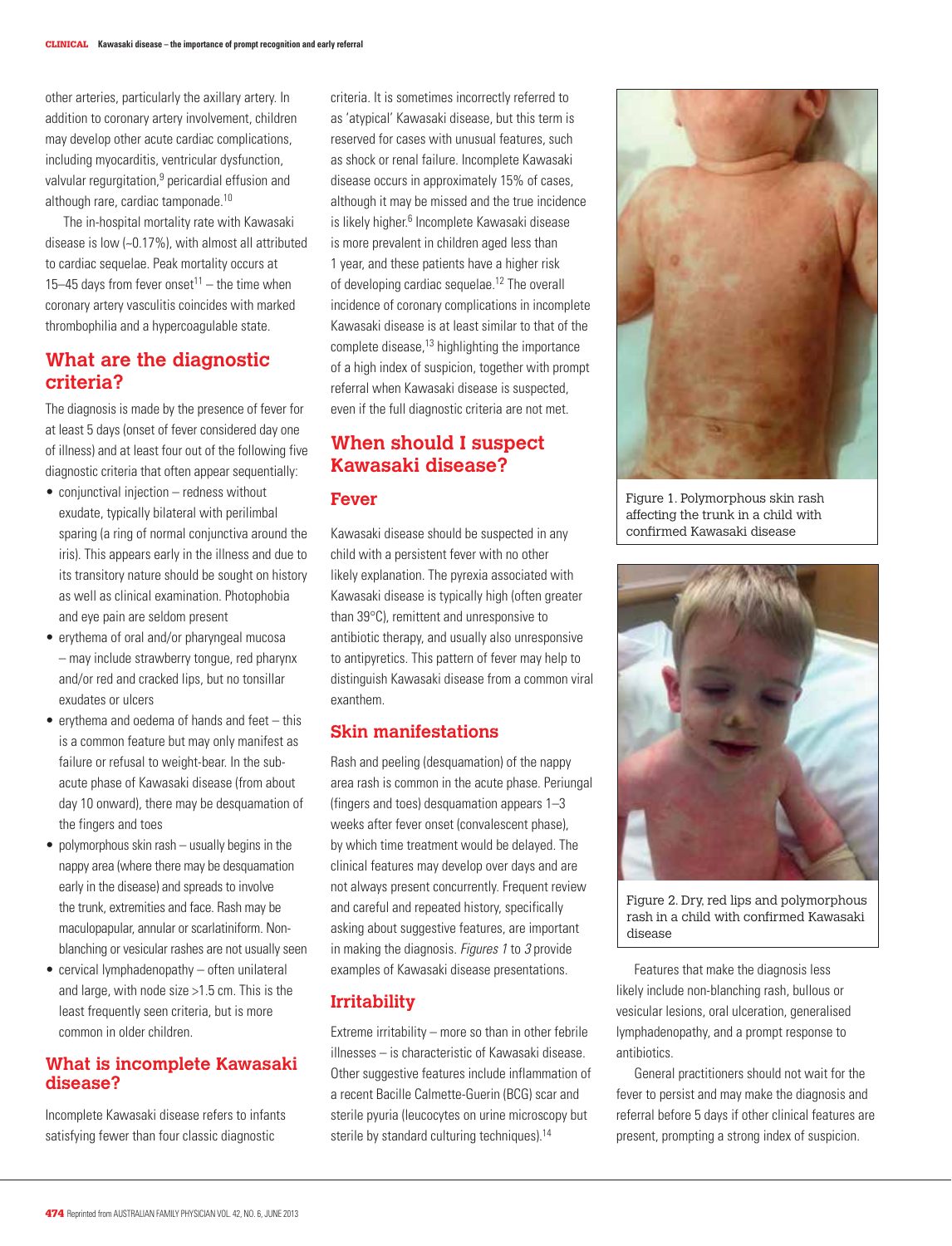other arteries, particularly the axillary artery. In addition to coronary artery involvement, children may develop other acute cardiac complications, including myocarditis, ventricular dysfunction, valvular regurgitation,[9] pericardial effusion and although rare, cardiac tamponade.[10]

The in-hospital mortality rate with Kawasaki disease is low (~0.17%), with almost all attributed to cardiac sequelae. Peak mortality occurs at 15–45 days from fever onset[11] – the time when coronary artery vasculitis coincides with marked thrombophilia and a hypercoagulable state.

## What are the diagnostic criteria?

The diagnosis is made by the presence of fever for at least 5 days (onset of fever considered day one of illness) and at least four out of the following five diagnostic criteria that often appear sequentially:

- conjunctival injection – redness without exudate, typically bilateral with perilimbal sparing (a ring of normal conjunctiva around the iris). This appears early in the illness and due to its transitory nature should be sought on history as well as clinical examination. Photophobia and eye pain are seldom present
- erythema of oral and/or pharyngeal mucosa – may include strawberry tongue, red pharynx and/or red and cracked lips, but no tonsillar exudates or ulcers
- erythema and oedema of hands and feet – this is a common feature but may only manifest as failure or refusal to weight-bear. In the sub-acute phase of Kawasaki disease (from about day 10 onward), there may be desquamation of the fingers and toes
- polymorphous skin rash – usually begins in the nappy area (where there may be desquamation early in the disease) and spreads to involve the trunk, extremities and face. Rash may be maculopapular, annular or scarlatiniform. Non-blanching or vesicular rashes are not usually seen
- cervical lymphadenopathy – often unilateral and large, with node size >1.5 cm. This is the least frequently seen criteria, but is more common in older children.

## What is incomplete Kawasaki disease?

Incomplete Kawasaki disease refers to infants satisfying fewer than four classic diagnostic criteria. It is sometimes incorrectly referred to as 'atypical' Kawasaki disease, but this term is reserved for cases with unusual features, such as shock or renal failure. Incomplete Kawasaki disease occurs in approximately 15% of cases, although it may be missed and the true incidence is likely higher.[6] Incomplete Kawasaki disease is more prevalent in children aged less than 1 year, and these patients have a higher risk of developing cardiac sequelae.[12] The overall incidence of coronary complications in incomplete Kawasaki disease is at least similar to that of the complete disease,[13] highlighting the importance of a high index of suspicion, together with prompt referral when Kawasaki disease is suspected, even if the full diagnostic criteria are not met.

## When should I suspect Kawasaki disease?

### Fever

Kawasaki disease should be suspected in any child with a persistent fever with no other likely explanation. The pyrexia associated with Kawasaki disease is typically high (often greater than 39°C), remittent and unresponsive to antibiotic therapy, and usually also unresponsive to antipyretics. This pattern of fever may help to distinguish Kawasaki disease from a common viral exanthem.

### Skin manifestations

Rash and peeling (desquamation) of the nappy area rash is common in the acute phase. Periungal (fingers and toes) desquamation appears 1–3 weeks after fever onset (convalescent phase), by which time treatment would be delayed. The clinical features may develop over days and are not always present concurrently. Frequent review and careful and repeated history, specifically asking about suggestive features, are important in making the diagnosis. *Figures 1* to *3* provide examples of Kawasaki disease presentations.

### Irritability

Extreme irritability – more so than in other febrile illnesses – is characteristic of Kawasaki disease. Other suggestive features include inflammation of a recent Bacille Calmette-Guerin (BCG) scar and sterile pyuria (leucocytes on urine microscopy but sterile by standard culturing techniques).[14]

Figure 1. Polymorphous skin rash affecting the trunk in a child with confirmed Kawasaki disease

Figure 2. Dry, red lips and polymorphous rash in a child with confirmed Kawasaki disease

Features that make the diagnosis less likely include non-blanching rash, bullous or vesicular lesions, oral ulceration, generalised lymphadenopathy, and a prompt response to antibiotics.

General practitioners should not wait for the fever to persist and may make the diagnosis and referral before 5 days if other clinical features are present, prompting a strong index of suspicion.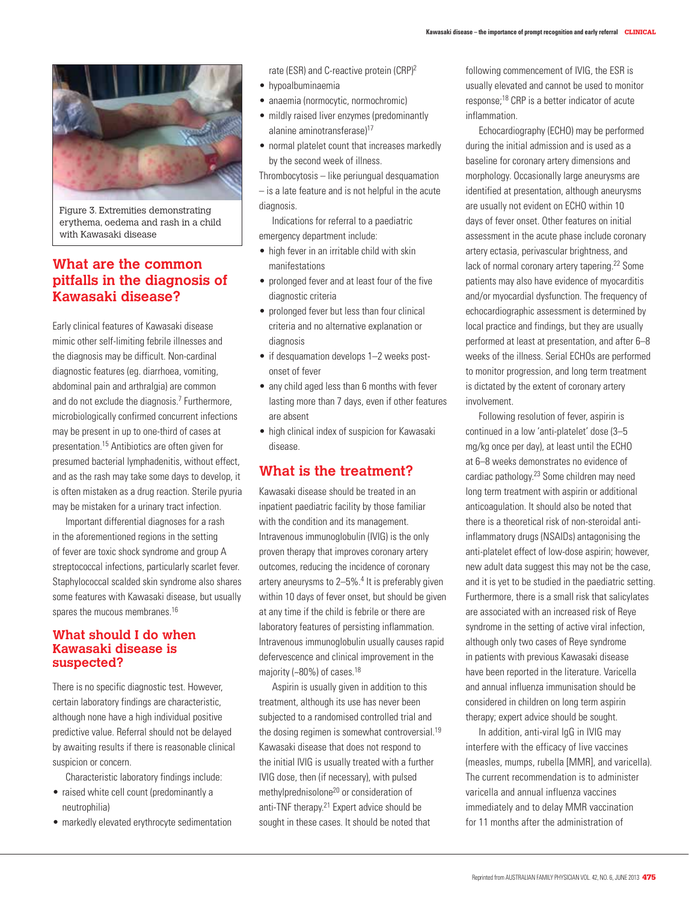Figure 3. Extremities demonstrating erythema, oedema and rash in a child with Kawasaki disease

## What are the common pitfalls in the diagnosis of Kawasaki disease?

Early clinical features of Kawasaki disease mimic other self-limiting febrile illnesses and the diagnosis may be difficult. Non-cardinal diagnostic features (eg. diarrhoea, vomiting, abdominal pain and arthralgia) are common and do not exclude the diagnosis.[7] Furthermore, microbiologically confirmed concurrent infections may be present in up to one-third of cases at presentation.[15] Antibiotics are often given for presumed bacterial lymphadenitis, without effect, and as the rash may take some days to develop, it is often mistaken as a drug reaction. Sterile pyuria may be mistaken for a urinary tract infection.

Important differential diagnoses for a rash in the aforementioned regions in the setting of fever are toxic shock syndrome and group A streptococcal infections, particularly scarlet fever. Staphylococcal scalded skin syndrome also shares some features with Kawasaki disease, but usually spares the mucous membranes.[16]

## What should I do when Kawasaki disease is suspected?

There is no specific diagnostic test. However, certain laboratory findings are characteristic, although none have a high individual positive predictive value. Referral should not be delayed by awaiting results if there is reasonable clinical suspicion or concern.

Characteristic laboratory findings include:

- raised white cell count (predominantly a neutrophilia)
- markedly elevated erythrocyte sedimentation rate (ESR) and C-reactive protein (CRP)[2]
- hypoalbuminaemia
- anaemia (normocytic, normochromic)
- mildly raised liver enzymes (predominantly alanine aminotransferase)[17]
- normal platelet count that increases markedly by the second week of illness.

Thrombocytosis – like periungual desquamation – is a late feature and is not helpful in the acute diagnosis.

Indications for referral to a paediatric emergency department include:

- high fever in an irritable child with skin manifestations
- prolonged fever and at least four of the five diagnostic criteria
- prolonged fever but less than four clinical criteria and no alternative explanation or diagnosis
- if desquamation develops 1–2 weeks post-onset of fever
- any child aged less than 6 months with fever lasting more than 7 days, even if other features are absent
- high clinical index of suspicion for Kawasaki disease.

## What is the treatment?

Kawasaki disease should be treated in an inpatient paediatric facility by those familiar with the condition and its management. Intravenous immunoglobulin (IVIG) is the only proven therapy that improves coronary artery outcomes, reducing the incidence of coronary artery aneurysms to 2–5%.[4] It is preferably given within 10 days of fever onset, but should be given at any time if the child is febrile or there are laboratory features of persisting inflammation. Intravenous immunoglobulin usually causes rapid defervescence and clinical improvement in the majority (~80%) of cases.[18]

Aspirin is usually given in addition to this treatment, although its use has never been subjected to a randomised controlled trial and the dosing regimen is somewhat controversial.[19] Kawasaki disease that does not respond to the initial IVIG is usually treated with a further IVIG dose, then (if necessary), with pulsed methylprednisolone[20] or consideration of anti-TNF therapy.[21] Expert advice should be sought in these cases. It should be noted that following commencement of IVIG, the ESR is usually elevated and cannot be used to monitor response;[18] CRP is a better indicator of acute inflammation.

Echocardiography (ECHO) may be performed during the initial admission and is used as a baseline for coronary artery dimensions and morphology. Occasionally large aneurysms are identified at presentation, although aneurysms are usually not evident on ECHO within 10 days of fever onset. Other features on initial assessment in the acute phase include coronary artery ectasia, perivascular brightness, and lack of normal coronary artery tapering.[22] Some patients may also have evidence of myocarditis and/or myocardial dysfunction. The frequency of echocardiographic assessment is determined by local practice and findings, but they are usually performed at least at presentation, and after 6–8 weeks of the illness. Serial ECHOs are performed to monitor progression, and long term treatment is dictated by the extent of coronary artery involvement.

Following resolution of fever, aspirin is continued in a low 'anti-platelet' dose (3–5 mg/kg once per day), at least until the ECHO at 6–8 weeks demonstrates no evidence of cardiac pathology.[23] Some children may need long term treatment with aspirin or additional anticoagulation. It should also be noted that there is a theoretical risk of non-steroidal anti-inflammatory drugs (NSAIDs) antagonising the anti-platelet effect of low-dose aspirin; however, new adult data suggest this may not be the case, and it is yet to be studied in the paediatric setting. Furthermore, there is a small risk that salicylates are associated with an increased risk of Reye syndrome in the setting of active viral infection, although only two cases of Reye syndrome in patients with previous Kawasaki disease have been reported in the literature. Varicella and annual influenza immunisation should be considered in children on long term aspirin therapy; expert advice should be sought.

In addition, anti-viral IgG in IVIG may interfere with the efficacy of live vaccines (measles, mumps, rubella [MMR], and varicella). The current recommendation is to administer varicella and annual influenza vaccines immediately and to delay MMR vaccination for 11 months after the administration of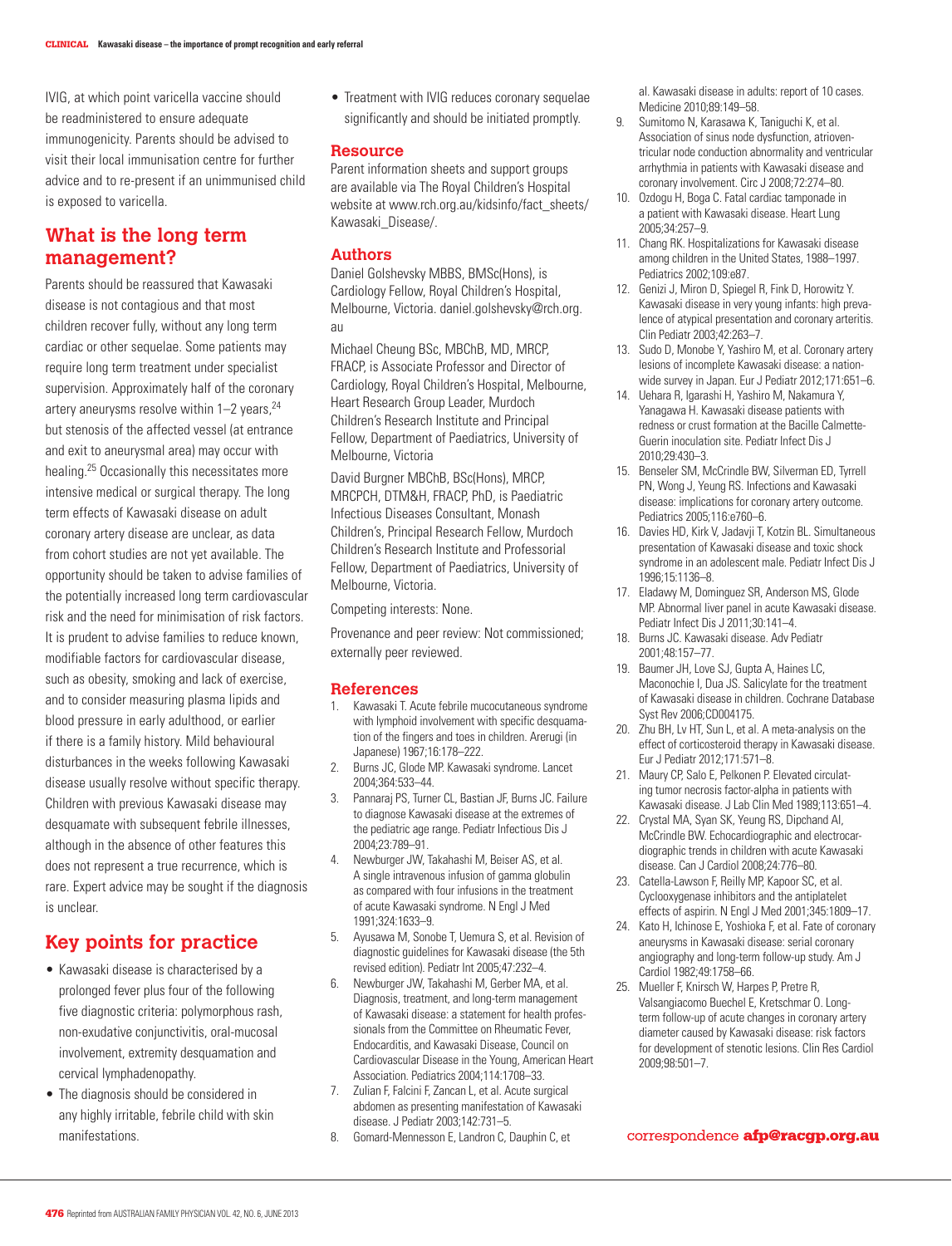IVIG, at which point varicella vaccine should be readministered to ensure adequate immunogenicity. Parents should be advised to visit their local immunisation centre for further advice and to re-present if an unimmunised child is exposed to varicella.

## What is the long term management?

Parents should be reassured that Kawasaki disease is not contagious and that most children recover fully, without any long term cardiac or other sequelae. Some patients may require long term treatment under specialist supervision. Approximately half of the coronary artery aneurysms resolve within 1–2 years,[24] but stenosis of the affected vessel (at entrance and exit to aneurysmal area) may occur with healing.[25] Occasionally this necessitates more intensive medical or surgical therapy. The long term effects of Kawasaki disease on adult coronary artery disease are unclear, as data from cohort studies are not yet available. The opportunity should be taken to advise families of the potentially increased long term cardiovascular risk and the need for minimisation of risk factors. It is prudent to advise families to reduce known, modifiable factors for cardiovascular disease, such as obesity, smoking and lack of exercise, and to consider measuring plasma lipids and blood pressure in early adulthood, or earlier if there is a family history. Mild behavioural disturbances in the weeks following Kawasaki disease usually resolve without specific therapy. Children with previous Kawasaki disease may desquamate with subsequent febrile illnesses, although in the absence of other features this does not represent a true recurrence, which is rare. Expert advice may be sought if the diagnosis is unclear.

## Key points for practice

- Kawasaki disease is characterised by a prolonged fever plus four of the following five diagnostic criteria: polymorphous rash, non-exudative conjunctivitis, oral-mucosal involvement, extremity desquamation and cervical lymphadenopathy.
- The diagnosis should be considered in any highly irritable, febrile child with skin manifestations.
- Treatment with IVIG reduces coronary sequelae significantly and should be initiated promptly.

## Resource

Parent information sheets and support groups are available via The Royal Children's Hospital website at www.rch.org.au/kidsinfo/fact_sheets/Kawasaki_Disease/.

## Authors

Daniel Golshevsky MBBS, BMSc(Hons), is Cardiology Fellow, Royal Children's Hospital, Melbourne, Victoria. daniel.golshevsky@rch.org.au

Michael Cheung BSc, MBChB, MD, MRCP, FRACP, is Associate Professor and Director of Cardiology, Royal Children's Hospital, Melbourne, Heart Research Group Leader, Murdoch Children's Research Institute and Principal Fellow, Department of Paediatrics, University of Melbourne, Victoria

David Burgner MBChB, BSc(Hons), MRCP, MRCPCH, DTM&H, FRACP, PhD, is Paediatric Infectious Diseases Consultant, Monash Children's, Principal Research Fellow, Murdoch Children's Research Institute and Professorial Fellow, Department of Paediatrics, University of Melbourne, Victoria.

Competing interests: None.

Provenance and peer review: Not commissioned; externally peer reviewed.

## References

1. Kawasaki T. Acute febrile mucocutaneous syndrome with lymphoid involvement with specific desquamation of the fingers and toes in children. Arerugi (in Japanese) 1967;16:178–222.
2. Burns JC, Glode MP. Kawasaki syndrome. Lancet 2004;364:533–44.
3. Pannaraj PS, Turner CL, Bastian JF, Burns JC. Failure to diagnose Kawasaki disease at the extremes of the pediatric age range. Pediatr Infectious Dis J 2004;23:789–91.
4. Newburger JW, Takahashi M, Beiser AS, et al. A single intravenous infusion of gamma globulin as compared with four infusions in the treatment of acute Kawasaki syndrome. N Engl J Med 1991;324:1633–9.
5. Ayusawa M, Sonobe T, Uemura S, et al. Revision of diagnostic guidelines for Kawasaki disease (the 5th revised edition). Pediatr Int 2005;47:232–4.
6. Newburger JW, Takahashi M, Gerber MA, et al. Diagnosis, treatment, and long-term management of Kawasaki disease: a statement for health professionals from the Committee on Rheumatic Fever, Endocarditis, and Kawasaki Disease, Council on Cardiovascular Disease in the Young, American Heart Association. Pediatrics 2004;114:1708–33.
7. Zulian F, Falcini F, Zancan L, et al. Acute surgical abdomen as presenting manifestation of Kawasaki disease. J Pediatr 2003;142:731–5.
8. Gomard-Mennesson E, Landron C, Dauphin C, et al. Kawasaki disease in adults: report of 10 cases. Medicine 2010;89:149–58.
9. Sumitomo N, Karasawa K, Taniguchi K, et al. Association of sinus node dysfunction, atrioventricular node conduction abnormality and ventricular arrhythmia in patients with Kawasaki disease and coronary involvement. Circ J 2008;72:274–80.
10. Ozdogu H, Boga C. Fatal cardiac tamponade in a patient with Kawasaki disease. Heart Lung 2005;34:257–9.
11. Chang RK. Hospitalizations for Kawasaki disease among children in the United States, 1988–1997. Pediatrics 2002;109:e87.
12. Genizi J, Miron D, Spiegel R, Fink D, Horowitz Y. Kawasaki disease in very young infants: high prevalence of atypical presentation and coronary arteritis. Clin Pediatr 2003;42:263–7.
13. Sudo D, Monobe Y, Yashiro M, et al. Coronary artery lesions of incomplete Kawasaki disease: a nationwide survey in Japan. Eur J Pediatr 2012;171:651–6.
14. Uehara R, Igarashi H, Yashiro M, Nakamura Y, Yanagawa H. Kawasaki disease patients with redness or crust formation at the Bacille Calmette-Guerin inoculation site. Pediatr Infect Dis J 2010;29:430–3.
15. Benseler SM, McCrindle BW, Silverman ED, Tyrrell PN, Wong J, Yeung RS. Infections and Kawasaki disease: implications for coronary artery outcome. Pediatrics 2005;116:e760–6.
16. Davies HD, Kirk V, Jadavji T, Kotzin BL. Simultaneous presentation of Kawasaki disease and toxic shock syndrome in an adolescent male. Pediatr Infect Dis J 1996;15:1136–8.
17. Eladawy M, Dominguez SR, Anderson MS, Glode MP. Abnormal liver panel in acute Kawasaki disease. Pediatr Infect Dis J 2011;30:141–4.
18. Burns JC. Kawasaki disease. Adv Pediatr 2001;48:157–77.
19. Baumer JH, Love SJ, Gupta A, Haines LC, Maconochie I, Dua JS. Salicylate for the treatment of Kawasaki disease in children. Cochrane Database Syst Rev 2006;CD004175.
20. Zhu BH, Lv HT, Sun L, et al. A meta-analysis on the effect of corticosteroid therapy in Kawasaki disease. Eur J Pediatr 2012;171:571–8.
21. Maury CP, Salo E, Pelkonen P. Elevated circulating tumor necrosis factor-alpha in patients with Kawasaki disease. J Lab Clin Med 1989;113:651–4.
22. Crystal MA, Syan SK, Yeung RS, Dipchand AI, McCrindle BW. Echocardiographic and electrocardiographic trends in children with acute Kawasaki disease. Can J Cardiol 2008;24:776–80.
23. Catella-Lawson F, Reilly MP, Kapoor SC, et al. Cyclooxygenase inhibitors and the antiplatelet effects of aspirin. N Engl J Med 2001;345:1809–17.
24. Kato H, Ichinose E, Yoshioka F, et al. Fate of coronary aneurysms in Kawasaki disease: serial coronary angiography and long-term follow-up study. Am J Cardiol 1982;49:1758–66.
25. Mueller F, Knirsch W, Harpes P, Pretre R, Valsangiacomo Buechel E, Kretschmar O. Long-term follow-up of acute changes in coronary artery diameter caused by Kawasaki disease: risk factors for development of stenotic lesions. Clin Res Cardiol 2009;98:501–7.

correspondence **afp@racgp.org.au**